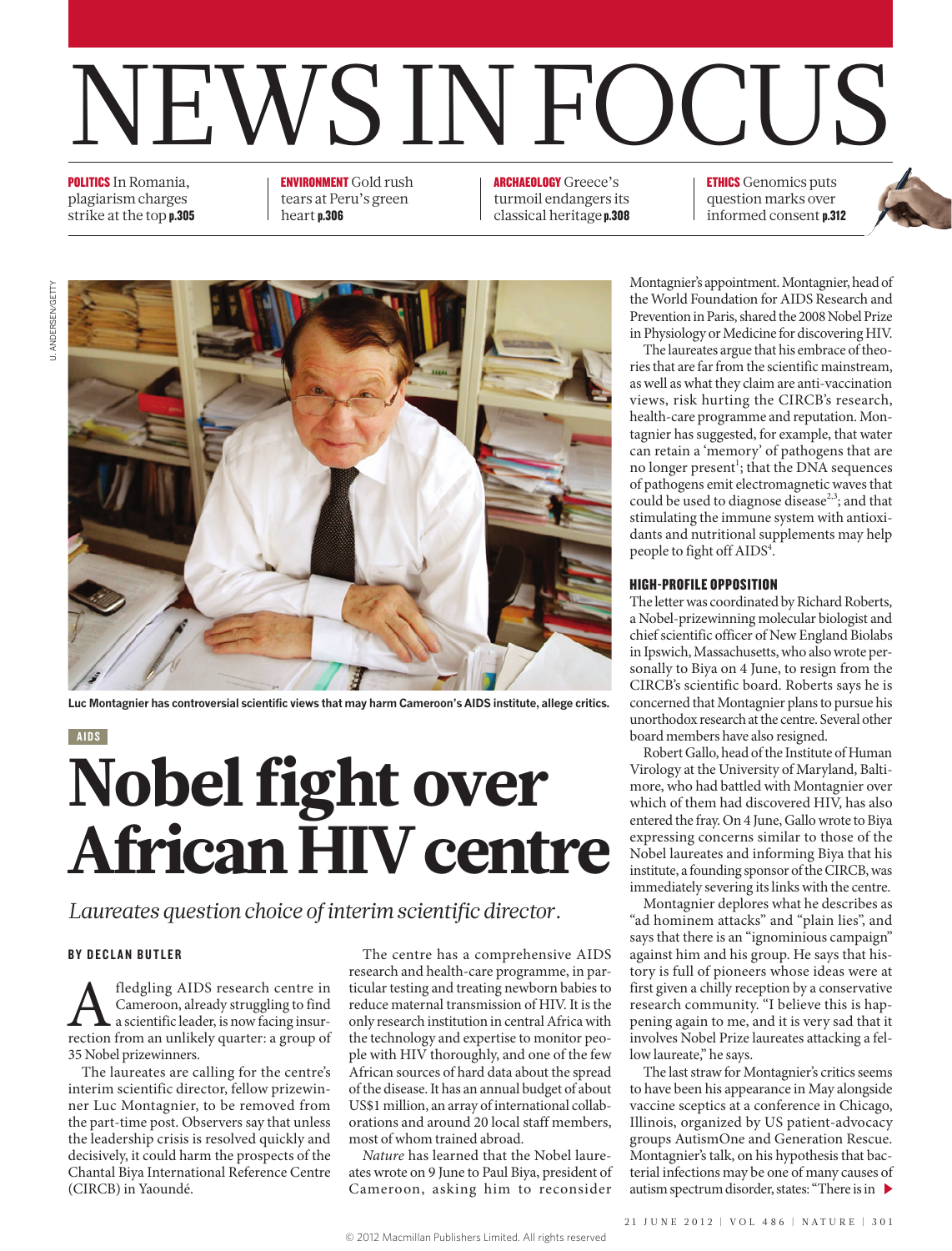# NEWS IN FOCUS

**POLITICS** In Romania, plagiarism charges strike at the top **p.305**

**ENVIRONMENT** Gold rush tears at Peru's green heart **p.306**

**ARCHAEOLOGY** Greece's turmoil endangers its classical heritage **p.308**

**ETHICS** Genomics puts question marks over informed consent **p.312**

U. ANDERSEN/GETTY

**Luc Montagnier has controversial scientific views that may harm Cameroon's AIDS institute, allege critics.**

AIDS

# Nobel fight over African HIV centre

*Laureates question choice of interim scientific director.*

**BY DECLAN BUTLER**

A fledgling AIDS research centre in Cameroon, already struggling to find a scientific leader, is now facing insurrection from an unlikely quarter: a group of 35 Nobel prizewinners.

The laureates are calling for the centre's interim scientific director, fellow prizewinner Luc Montagnier, to be removed from the part-time post. Observers say that unless the leadership crisis is resolved quickly and decisively, it could harm the prospects of the Chantal Biya International Reference Centre (CIRCB) in Yaoundé.

The centre has a comprehensive AIDS research and health-care programme, in particular testing and treating newborn babies to reduce maternal transmission of HIV. It is the only research institution in central Africa with the technology and expertise to monitor people with HIV thoroughly, and one of the few African sources of hard data about the spread of the disease. It has an annual budget of about US$1 million, an array of international collaborations and around 20 local staff members, most of whom trained abroad.

*Nature* has learned that the Nobel laureates wrote on 9 June to Paul Biya, president of Cameroon, asking him to reconsider Montagnier's appointment. Montagnier, head of the World Foundation for AIDS Research and Prevention in Paris, shared the 2008 Nobel Prize in Physiology or Medicine for discovering HIV.

The laureates argue that his embrace of theories that are far from the scientific mainstream, as well as what they claim are anti-vaccination views, risk hurting the CIRCB's research, health-care programme and reputation. Montagnier has suggested, for example, that water can retain a 'memory' of pathogens that are no longer present[1]; that the DNA sequences of pathogens emit electromagnetic waves that could be used to diagnose disease[2,3]; and that stimulating the immune system with antioxidants and nutritional supplements may help people to fight off AIDS[4].

### HIGH-PROFILE OPPOSITION

The letter was coordinated by Richard Roberts, a Nobel-prizewinning molecular biologist and chief scientific officer of New England Biolabs in Ipswich, Massachusetts, who also wrote personally to Biya on 4 June, to resign from the CIRCB's scientific board. Roberts says he is concerned that Montagnier plans to pursue his unorthodox research at the centre. Several other board members have also resigned.

Robert Gallo, head of the Institute of Human Virology at the University of Maryland, Baltimore, who had battled with Montagnier over which of them had discovered HIV, has also entered the fray. On 4 June, Gallo wrote to Biya expressing concerns similar to those of the Nobel laureates and informing Biya that his institute, a founding sponsor of the CIRCB, was immediately severing its links with the centre.

Montagnier deplores what he describes as "ad hominem attacks" and "plain lies", and says that there is an "ignominious campaign" against him and his group. He says that history is full of pioneers whose ideas were at first given a chilly reception by a conservative research community. "I believe this is happening again to me, and it is very sad that it involves Nobel Prize laureates attacking a fellow laureate," he says.

The last straw for Montagnier's critics seems to have been his appearance in May alongside vaccine sceptics at a conference in Chicago, Illinois, organized by US patient-advocacy groups AutismOne and Generation Rescue. Montagnier's talk, on his hypothesis that bacterial infections may be one of many causes of autism spectrum disorder, states: "There is in ▶

© 2012 Macmillan Publishers Limited. All rights reserved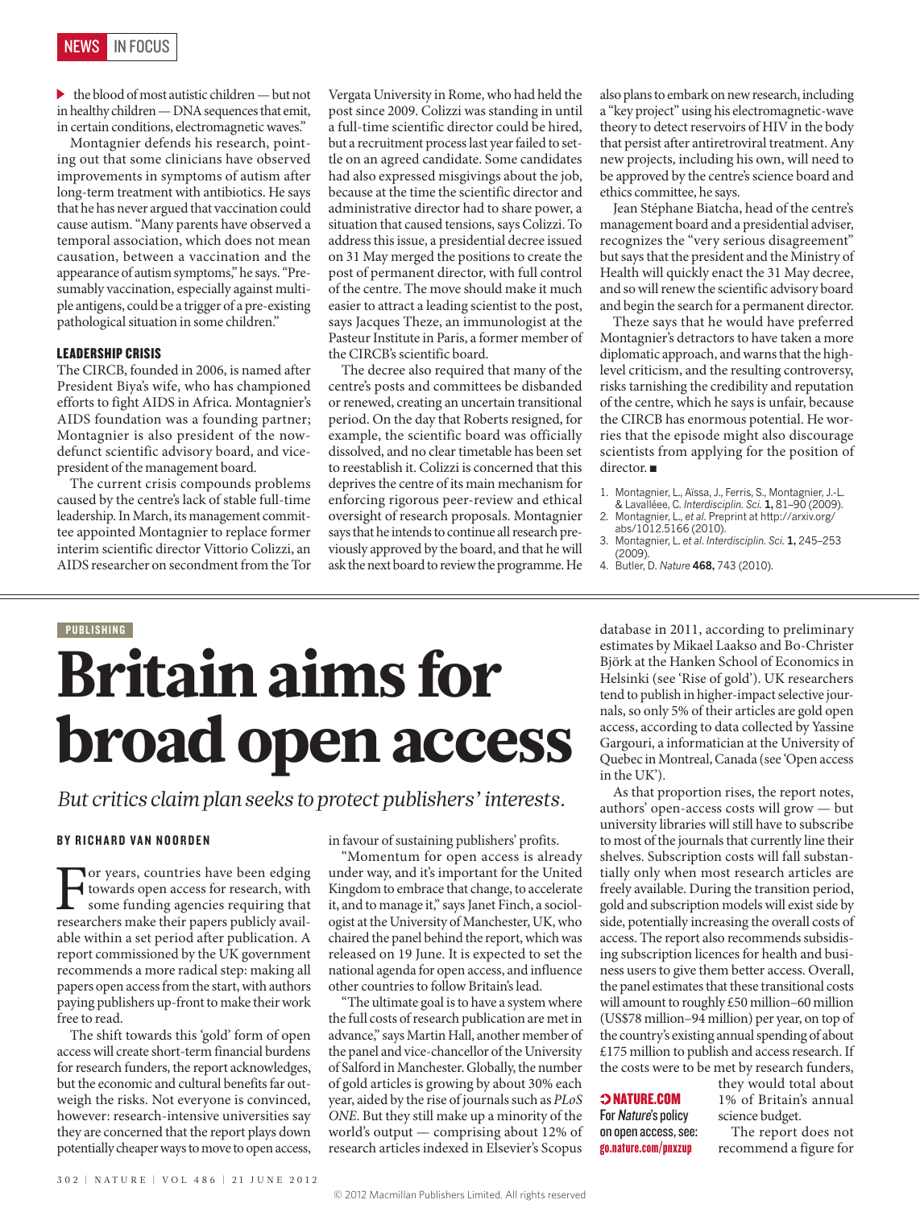the blood of most autistic children — but not in healthy children — DNA sequences that emit, in certain conditions, electromagnetic waves."

Montagnier defends his research, pointing out that some clinicians have observed improvements in symptoms of autism after long-term treatment with antibiotics. He says that he has never argued that vaccination could cause autism. "Many parents have observed a temporal association, which does not mean causation, between a vaccination and the appearance of autism symptoms," he says. "Presumably vaccination, especially against multiple antigens, could be a trigger of a pre-existing pathological situation in some children."

### LEADERSHIP CRISIS

The CIRCB, founded in 2006, is named after President Biya's wife, who has championed efforts to fight AIDS in Africa. Montagnier's AIDS foundation was a founding partner; Montagnier is also president of the now-defunct scientific advisory board, and vice-president of the management board.

The current crisis compounds problems caused by the centre's lack of stable full-time leadership. In March, its management committee appointed Montagnier to replace former interim scientific director Vittorio Colizzi, an AIDS researcher on secondment from the Tor Vergata University in Rome, who had held the post since 2009. Colizzi was standing in until a full-time scientific director could be hired, but a recruitment process last year failed to settle on an agreed candidate. Some candidates had also expressed misgivings about the job, because at the time the scientific director and administrative director had to share power, a situation that caused tensions, says Colizzi. To address this issue, a presidential decree issued on 31 May merged the positions to create the post of permanent director, with full control of the centre. The move should make it much easier to attract a leading scientist to the post, says Jacques Theze, an immunologist at the Pasteur Institute in Paris, a former member of the CIRCB's scientific board.

The decree also required that many of the centre's posts and committees be disbanded or renewed, creating an uncertain transitional period. On the day that Roberts resigned, for example, the scientific board was officially dissolved, and no clear timetable has been set to reestablish it. Colizzi is concerned that this deprives the centre of its main mechanism for enforcing rigorous peer-review and ethical oversight of research proposals. Montagnier says that he intends to continue all research previously approved by the board, and that he will ask the next board to review the programme. He also plans to embark on new research, including a "key project" using his electromagnetic-wave theory to detect reservoirs of HIV in the body that persist after antiretroviral treatment. Any new projects, including his own, will need to be approved by the centre's science board and ethics committee, he says.

Jean Stéphane Biatcha, head of the centre's management board and a presidential adviser, recognizes the "very serious disagreement" but says that the president and the Ministry of Health will quickly enact the 31 May decree, and so will renew the scientific advisory board and begin the search for a permanent director.

Theze says that he would have preferred Montagnier's detractors to have taken a more diplomatic approach, and warns that the high-level criticism, and the resulting controversy, risks tarnishing the credibility and reputation of the centre, which he says is unfair, because the CIRCB has enormous potential. He worries that the episode might also discourage scientists from applying for the position of director. ■

1. Montagnier, L., Aïssa, J., Ferris, S., Montagnier, J.-L. & Lavallée, C. *Interdisciplin. Sci.* **1,** 81–90 (2009).
2. Montagnier, L., *et al.* Preprint at http://arxiv.org/abs/1012.5166 (2010).
3. Montagnier, L. *et al. Interdisciplin. Sci.* **1,** 245–253 (2009).
4. Butler, D. *Nature* **468,** 743 (2010).

---

PUBLISHING

# Britain aims for broad open access

*But critics claim plan seeks to protect publishers' interests.*

BY RICHARD VAN NOORDEN

For years, countries have been edging towards open access for research, with some funding agencies requiring that researchers make their papers publicly available within a set period after publication. A report commissioned by the UK government recommends a more radical step: making all papers open access from the start, with authors paying publishers up-front to make their work free to read.

The shift towards this 'gold' form of open access will create short-term financial burdens for research funders, the report acknowledges, but the economic and cultural benefits far outweigh the risks. Not everyone is convinced, however: research-intensive universities say they are concerned that the report plays down potentially cheaper ways to move to open access, in favour of sustaining publishers' profits.

"Momentum for open access is already under way, and it's important for the United Kingdom to embrace that change, to accelerate it, and to manage it," says Janet Finch, a sociologist at the University of Manchester, UK, who chaired the panel behind the report, which was released on 19 June. It is expected to set the national agenda for open access, and influence other countries to follow Britain's lead.

"The ultimate goal is to have a system where the full costs of research publication are met in advance," says Martin Hall, another member of the panel and vice-chancellor of the University of Salford in Manchester. Globally, the number of gold articles is growing by about 30% each year, aided by the rise of journals such as *PLoS ONE*. But they still make up a minority of the world's output — comprising about 12% of research articles indexed in Elsevier's Scopus database in 2011, according to preliminary estimates by Mikael Laakso and Bo-Christer Björk at the Hanken School of Economics in Helsinki (see 'Rise of gold'). UK researchers tend to publish in higher-impact selective journals, so only 5% of their articles are gold open access, according to data collected by Yassine Gargouri, a informatician at the University of Quebec in Montreal, Canada (see 'Open access in the UK').

As that proportion rises, the report notes, authors' open-access costs will grow — but university libraries will still have to subscribe to most of the journals that currently line their shelves. Subscription costs will fall substantially only when most research articles are freely available. During the transition period, gold and subscription models will exist side by side, potentially increasing the overall costs of access. The report also recommends subsidising subscription licences for health and business users to give them better access. Overall, the panel estimates that these transitional costs will amount to roughly £50 million–60 million (US$78 million–94 million) per year, on top of the country's existing annual spending of about £175 million to publish and access research. If the costs were to be met by research funders, they would total about 1% of Britain's annual science budget.

➲ NATURE.COM
For *Nature*'s policy on open access, see: go.nature.com/pnxzup

The report does not recommend a figure for